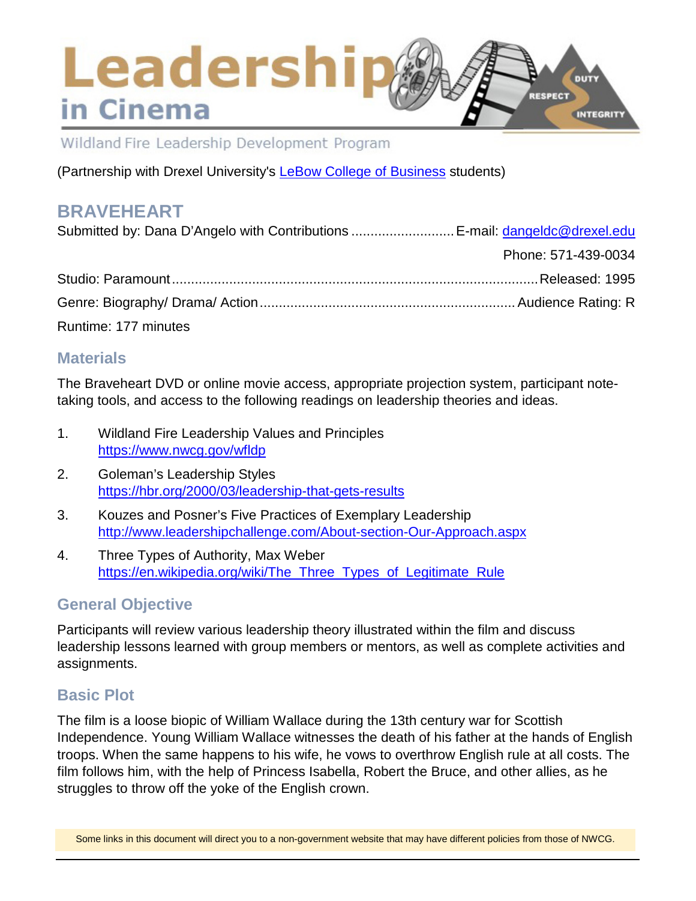# Leadership in Cinema

Wildland Fire Leadership Development Program

(Partnership with Drexel University's [LeBow College of Business](#) students)

## BRAVEHEART

Submitted by: Dana D'Angelo with Contributions .......................... E-mail: dangeldc@drexel.edu

Phone: 571-439-0034

Studio: Paramount ............................................................................................ Released: 1995

Genre: Biography/ Drama/ Action ................................................................ Audience Rating: R

Runtime: 177 minutes

### Materials

The Braveheart DVD or online movie access, appropriate projection system, participant note-taking tools, and access to the following readings on leadership theories and ideas.

1. Wildland Fire Leadership Values and Principles
   https://www.nwcg.gov/wfldp
2. Goleman's Leadership Styles
   https://hbr.org/2000/03/leadership-that-gets-results
3. Kouzes and Posner's Five Practices of Exemplary Leadership
   http://www.leadershipchallenge.com/About-section-Our-Approach.aspx
4. Three Types of Authority, Max Weber
   https://en.wikipedia.org/wiki/The_Three_Types_of_Legitimate_Rule

### General Objective

Participants will review various leadership theory illustrated within the film and discuss leadership lessons learned with group members or mentors, as well as complete activities and assignments.

### Basic Plot

The film is a loose biopic of William Wallace during the 13th century war for Scottish Independence. Young William Wallace witnesses the death of his father at the hands of English troops. When the same happens to his wife, he vows to overthrow English rule at all costs. The film follows him, with the help of Princess Isabella, Robert the Bruce, and other allies, as he struggles to throw off the yoke of the English crown.

Some links in this document will direct you to a non-government website that may have different policies from those of NWCG.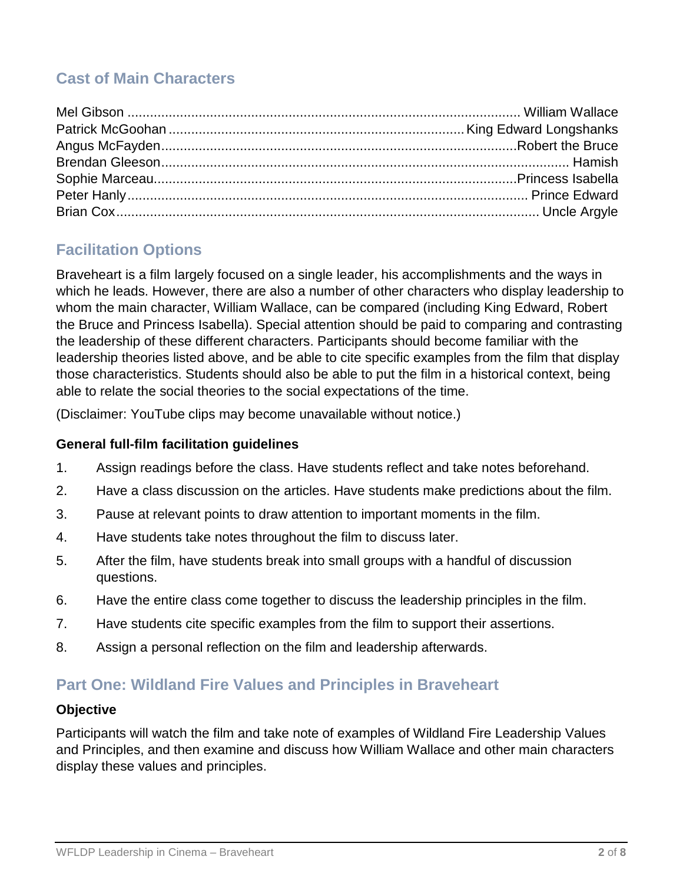## Cast of Main Characters

Mel Gibson ........................................................................................................ William Wallace
Patrick McGoohan ............................................................................... King Edward Longshanks
Angus McFayden ............................................................................................... Robert the Bruce
Brendan Gleeson ........................................................................................................... Hamish
Sophie Marceau ............................................................................................... Princess Isabella
Peter Hanly ........................................................................................................... Prince Edward
Brian Cox ................................................................................................................ Uncle Argyle

## Facilitation Options

Braveheart is a film largely focused on a single leader, his accomplishments and the ways in which he leads. However, there are also a number of other characters who display leadership to whom the main character, William Wallace, can be compared (including King Edward, Robert the Bruce and Princess Isabella). Special attention should be paid to comparing and contrasting the leadership of these different characters. Participants should become familiar with the leadership theories listed above, and be able to cite specific examples from the film that display those characteristics. Students should also be able to put the film in a historical context, being able to relate the social theories to the social expectations of the time.

(Disclaimer: YouTube clips may become unavailable without notice.)

### General full-film facilitation guidelines

1. Assign readings before the class. Have students reflect and take notes beforehand.
2. Have a class discussion on the articles. Have students make predictions about the film.
3. Pause at relevant points to draw attention to important moments in the film.
4. Have students take notes throughout the film to discuss later.
5. After the film, have students break into small groups with a handful of discussion questions.
6. Have the entire class come together to discuss the leadership principles in the film.
7. Have students cite specific examples from the film to support their assertions.
8. Assign a personal reflection on the film and leadership afterwards.

## Part One: Wildland Fire Values and Principles in Braveheart

### Objective

Participants will watch the film and take note of examples of Wildland Fire Leadership Values and Principles, and then examine and discuss how William Wallace and other main characters display these values and principles.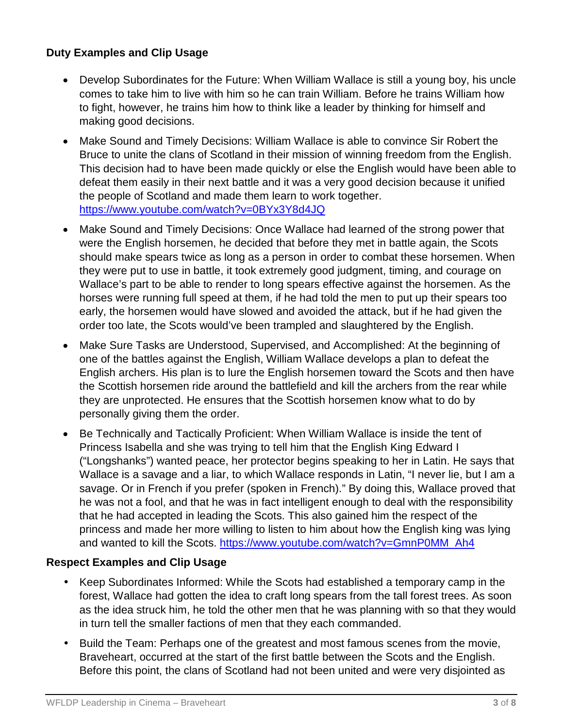### Duty Examples and Clip Usage

- Develop Subordinates for the Future: When William Wallace is still a young boy, his uncle comes to take him to live with him so he can train William. Before he trains William how to fight, however, he trains him how to think like a leader by thinking for himself and making good decisions.
- Make Sound and Timely Decisions: William Wallace is able to convince Sir Robert the Bruce to unite the clans of Scotland in their mission of winning freedom from the English. This decision had to have been made quickly or else the English would have been able to defeat them easily in their next battle and it was a very good decision because it unified the people of Scotland and made them learn to work together. https://www.youtube.com/watch?v=0BYx3Y8d4JQ
- Make Sound and Timely Decisions: Once Wallace had learned of the strong power that were the English horsemen, he decided that before they met in battle again, the Scots should make spears twice as long as a person in order to combat these horsemen. When they were put to use in battle, it took extremely good judgment, timing, and courage on Wallace's part to be able to render to long spears effective against the horsemen. As the horses were running full speed at them, if he had told the men to put up their spears too early, the horsemen would have slowed and avoided the attack, but if he had given the order too late, the Scots would've been trampled and slaughtered by the English.
- Make Sure Tasks are Understood, Supervised, and Accomplished: At the beginning of one of the battles against the English, William Wallace develops a plan to defeat the English archers. His plan is to lure the English horsemen toward the Scots and then have the Scottish horsemen ride around the battlefield and kill the archers from the rear while they are unprotected. He ensures that the Scottish horsemen know what to do by personally giving them the order.
- Be Technically and Tactically Proficient: When William Wallace is inside the tent of Princess Isabella and she was trying to tell him that the English King Edward I ("Longshanks") wanted peace, her protector begins speaking to her in Latin. He says that Wallace is a savage and a liar, to which Wallace responds in Latin, "I never lie, but I am a savage. Or in French if you prefer (spoken in French)." By doing this, Wallace proved that he was not a fool, and that he was in fact intelligent enough to deal with the responsibility that he had accepted in leading the Scots. This also gained him the respect of the princess and made her more willing to listen to him about how the English king was lying and wanted to kill the Scots. https://www.youtube.com/watch?v=GmnP0MM_Ah4

### Respect Examples and Clip Usage

- Keep Subordinates Informed: While the Scots had established a temporary camp in the forest, Wallace had gotten the idea to craft long spears from the tall forest trees. As soon as the idea struck him, he told the other men that he was planning with so that they would in turn tell the smaller factions of men that they each commanded.
- Build the Team: Perhaps one of the greatest and most famous scenes from the movie, Braveheart, occurred at the start of the first battle between the Scots and the English. Before this point, the clans of Scotland had not been united and were very disjointed as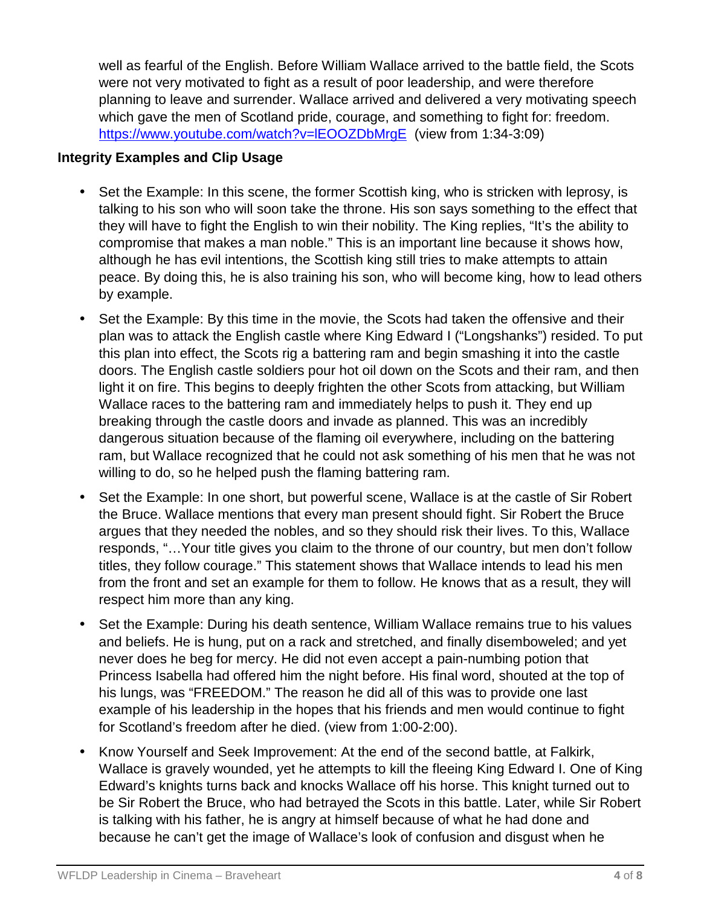well as fearful of the English. Before William Wallace arrived to the battle field, the Scots were not very motivated to fight as a result of poor leadership, and were therefore planning to leave and surrender. Wallace arrived and delivered a very motivating speech which gave the men of Scotland pride, courage, and something to fight for: freedom. https://www.youtube.com/watch?v=lEOOZDbMrgE (view from 1:34-3:09)

**Integrity Examples and Clip Usage**

- Set the Example: In this scene, the former Scottish king, who is stricken with leprosy, is talking to his son who will soon take the throne. His son says something to the effect that they will have to fight the English to win their nobility. The King replies, "It's the ability to compromise that makes a man noble." This is an important line because it shows how, although he has evil intentions, the Scottish king still tries to make attempts to attain peace. By doing this, he is also training his son, who will become king, how to lead others by example.
- Set the Example: By this time in the movie, the Scots had taken the offensive and their plan was to attack the English castle where King Edward I ("Longshanks") resided. To put this plan into effect, the Scots rig a battering ram and begin smashing it into the castle doors. The English castle soldiers pour hot oil down on the Scots and their ram, and then light it on fire. This begins to deeply frighten the other Scots from attacking, but William Wallace races to the battering ram and immediately helps to push it. They end up breaking through the castle doors and invade as planned. This was an incredibly dangerous situation because of the flaming oil everywhere, including on the battering ram, but Wallace recognized that he could not ask something of his men that he was not willing to do, so he helped push the flaming battering ram.
- Set the Example: In one short, but powerful scene, Wallace is at the castle of Sir Robert the Bruce. Wallace mentions that every man present should fight. Sir Robert the Bruce argues that they needed the nobles, and so they should risk their lives. To this, Wallace responds, "…Your title gives you claim to the throne of our country, but men don't follow titles, they follow courage." This statement shows that Wallace intends to lead his men from the front and set an example for them to follow. He knows that as a result, they will respect him more than any king.
- Set the Example: During his death sentence, William Wallace remains true to his values and beliefs. He is hung, put on a rack and stretched, and finally disemboweled; and yet never does he beg for mercy. He did not even accept a pain-numbing potion that Princess Isabella had offered him the night before. His final word, shouted at the top of his lungs, was "FREEDOM." The reason he did all of this was to provide one last example of his leadership in the hopes that his friends and men would continue to fight for Scotland's freedom after he died. (view from 1:00-2:00).
- Know Yourself and Seek Improvement: At the end of the second battle, at Falkirk, Wallace is gravely wounded, yet he attempts to kill the fleeing King Edward I. One of King Edward's knights turns back and knocks Wallace off his horse. This knight turned out to be Sir Robert the Bruce, who had betrayed the Scots in this battle. Later, while Sir Robert is talking with his father, he is angry at himself because of what he had done and because he can't get the image of Wallace's look of confusion and disgust when he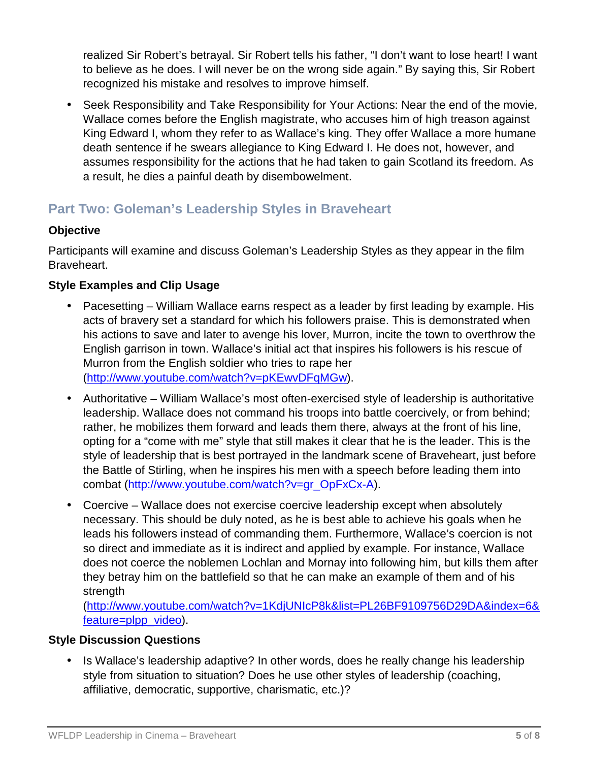realized Sir Robert's betrayal. Sir Robert tells his father, "I don't want to lose heart! I want to believe as he does. I will never be on the wrong side again." By saying this, Sir Robert recognized his mistake and resolves to improve himself.

- Seek Responsibility and Take Responsibility for Your Actions: Near the end of the movie, Wallace comes before the English magistrate, who accuses him of high treason against King Edward I, whom they refer to as Wallace's king. They offer Wallace a more humane death sentence if he swears allegiance to King Edward I. He does not, however, and assumes responsibility for the actions that he had taken to gain Scotland its freedom. As a result, he dies a painful death by disembowelment.

## Part Two: Goleman's Leadership Styles in Braveheart

**Objective**

Participants will examine and discuss Goleman's Leadership Styles as they appear in the film Braveheart.

**Style Examples and Clip Usage**

- Pacesetting – William Wallace earns respect as a leader by first leading by example. His acts of bravery set a standard for which his followers praise. This is demonstrated when his actions to save and later to avenge his lover, Murron, incite the town to overthrow the English garrison in town. Wallace's initial act that inspires his followers is his rescue of Murron from the English soldier who tries to rape her (http://www.youtube.com/watch?v=pKEwvDFqMGw).
- Authoritative – William Wallace's most often-exercised style of leadership is authoritative leadership. Wallace does not command his troops into battle coercively, or from behind; rather, he mobilizes them forward and leads them there, always at the front of his line, opting for a "come with me" style that still makes it clear that he is the leader. This is the style of leadership that is best portrayed in the landmark scene of Braveheart, just before the Battle of Stirling, when he inspires his men with a speech before leading them into combat (http://www.youtube.com/watch?v=gr_OpFxCx-A).
- Coercive – Wallace does not exercise coercive leadership except when absolutely necessary. This should be duly noted, as he is best able to achieve his goals when he leads his followers instead of commanding them. Furthermore, Wallace's coercion is not so direct and immediate as it is indirect and applied by example. For instance, Wallace does not coerce the noblemen Lochlan and Mornay into following him, but kills them after they betray him on the battlefield so that he can make an example of them and of his strength (http://www.youtube.com/watch?v=1KdjUNIcP8k&list=PL26BF9109756D29DA&index=6&feature=plpp_video).

**Style Discussion Questions**

- Is Wallace's leadership adaptive? In other words, does he really change his leadership style from situation to situation? Does he use other styles of leadership (coaching, affiliative, democratic, supportive, charismatic, etc.)?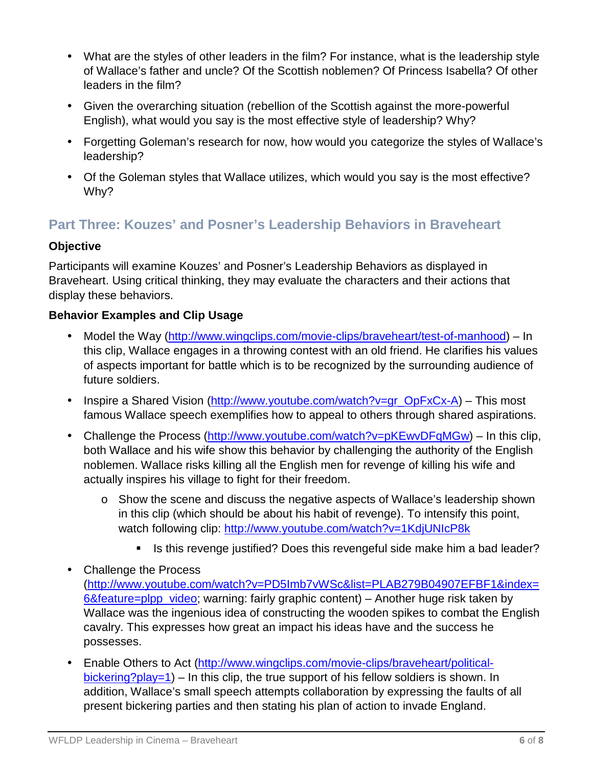- What are the styles of other leaders in the film? For instance, what is the leadership style of Wallace's father and uncle? Of the Scottish noblemen? Of Princess Isabella? Of other leaders in the film?
- Given the overarching situation (rebellion of the Scottish against the more-powerful English), what would you say is the most effective style of leadership? Why?
- Forgetting Goleman's research for now, how would you categorize the styles of Wallace's leadership?
- Of the Goleman styles that Wallace utilizes, which would you say is the most effective? Why?

## Part Three: Kouzes' and Posner's Leadership Behaviors in Braveheart

### Objective

Participants will examine Kouzes' and Posner's Leadership Behaviors as displayed in Braveheart. Using critical thinking, they may evaluate the characters and their actions that display these behaviors.

### Behavior Examples and Clip Usage

- Model the Way (http://www.wingclips.com/movie-clips/braveheart/test-of-manhood) – In this clip, Wallace engages in a throwing contest with an old friend. He clarifies his values of aspects important for battle which is to be recognized by the surrounding audience of future soldiers.
- Inspire a Shared Vision (http://www.youtube.com/watch?v=gr_OpFxCx-A) – This most famous Wallace speech exemplifies how to appeal to others through shared aspirations.
- Challenge the Process (http://www.youtube.com/watch?v=pKEwvDFqMGw) – In this clip, both Wallace and his wife show this behavior by challenging the authority of the English noblemen. Wallace risks killing all the English men for revenge of killing his wife and actually inspires his village to fight for their freedom.
  - Show the scene and discuss the negative aspects of Wallace's leadership shown in this clip (which should be about his habit of revenge). To intensify this point, watch following clip: http://www.youtube.com/watch?v=1KdjUNIcP8k
    - Is this revenge justified? Does this revengeful side make him a bad leader?
- Challenge the Process (http://www.youtube.com/watch?v=PD5Imb7vWSc&list=PLAB279B04907EFBF1&index=6&feature=plpp_video; warning: fairly graphic content) – Another huge risk taken by Wallace was the ingenious idea of constructing the wooden spikes to combat the English cavalry. This expresses how great an impact his ideas have and the success he possesses.
- Enable Others to Act (http://www.wingclips.com/movie-clips/braveheart/political-bickering?play=1) – In this clip, the true support of his fellow soldiers is shown. In addition, Wallace's small speech attempts collaboration by expressing the faults of all present bickering parties and then stating his plan of action to invade England.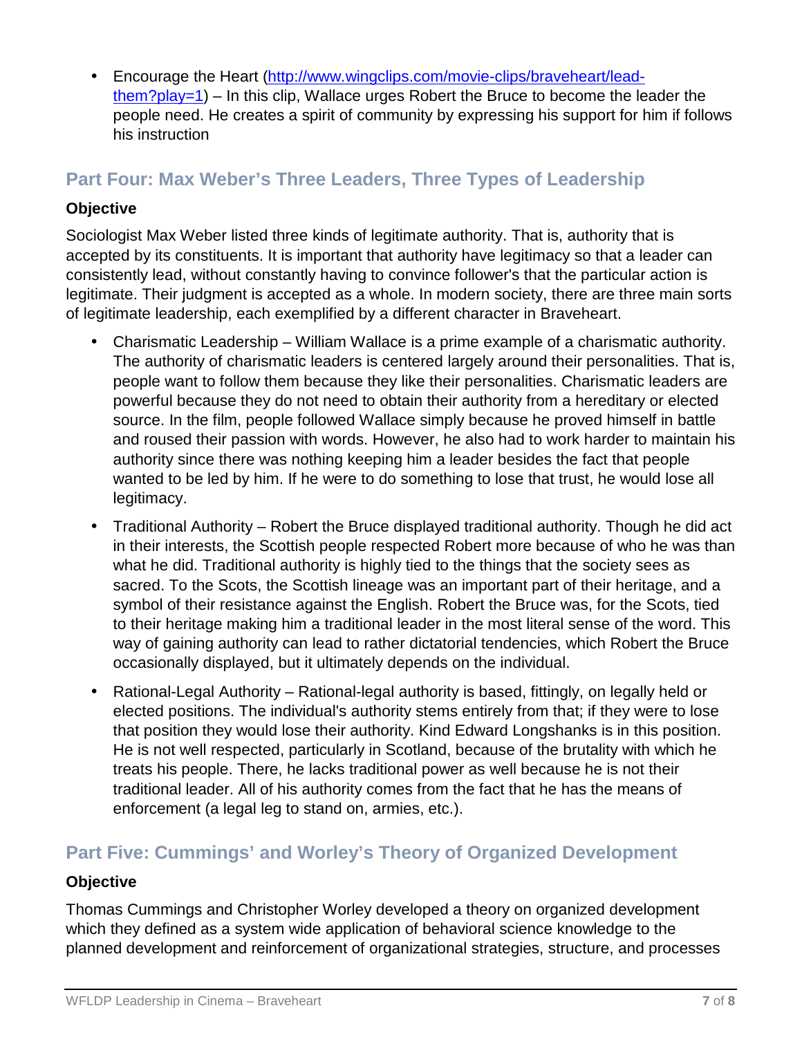- Encourage the Heart ([http://www.wingclips.com/movie-clips/braveheart/lead-them?play=1](http://www.wingclips.com/movie-clips/braveheart/lead-them?play=1)) – In this clip, Wallace urges Robert the Bruce to become the leader the people need. He creates a spirit of community by expressing his support for him if follows his instruction

## Part Four: Max Weber's Three Leaders, Three Types of Leadership

**Objective**

Sociologist Max Weber listed three kinds of legitimate authority. That is, authority that is accepted by its constituents. It is important that authority have legitimacy so that a leader can consistently lead, without constantly having to convince follower's that the particular action is legitimate. Their judgment is accepted as a whole. In modern society, there are three main sorts of legitimate leadership, each exemplified by a different character in Braveheart.

- Charismatic Leadership – William Wallace is a prime example of a charismatic authority. The authority of charismatic leaders is centered largely around their personalities. That is, people want to follow them because they like their personalities. Charismatic leaders are powerful because they do not need to obtain their authority from a hereditary or elected source. In the film, people followed Wallace simply because he proved himself in battle and roused their passion with words. However, he also had to work harder to maintain his authority since there was nothing keeping him a leader besides the fact that people wanted to be led by him. If he were to do something to lose that trust, he would lose all legitimacy.
- Traditional Authority – Robert the Bruce displayed traditional authority. Though he did act in their interests, the Scottish people respected Robert more because of who he was than what he did. Traditional authority is highly tied to the things that the society sees as sacred. To the Scots, the Scottish lineage was an important part of their heritage, and a symbol of their resistance against the English. Robert the Bruce was, for the Scots, tied to their heritage making him a traditional leader in the most literal sense of the word. This way of gaining authority can lead to rather dictatorial tendencies, which Robert the Bruce occasionally displayed, but it ultimately depends on the individual.
- Rational-Legal Authority – Rational-legal authority is based, fittingly, on legally held or elected positions. The individual's authority stems entirely from that; if they were to lose that position they would lose their authority. Kind Edward Longshanks is in this position. He is not well respected, particularly in Scotland, because of the brutality with which he treats his people. There, he lacks traditional power as well because he is not their traditional leader. All of his authority comes from the fact that he has the means of enforcement (a legal leg to stand on, armies, etc.).

## Part Five: Cummings' and Worley's Theory of Organized Development

**Objective**

Thomas Cummings and Christopher Worley developed a theory on organized development which they defined as a system wide application of behavioral science knowledge to the planned development and reinforcement of organizational strategies, structure, and processes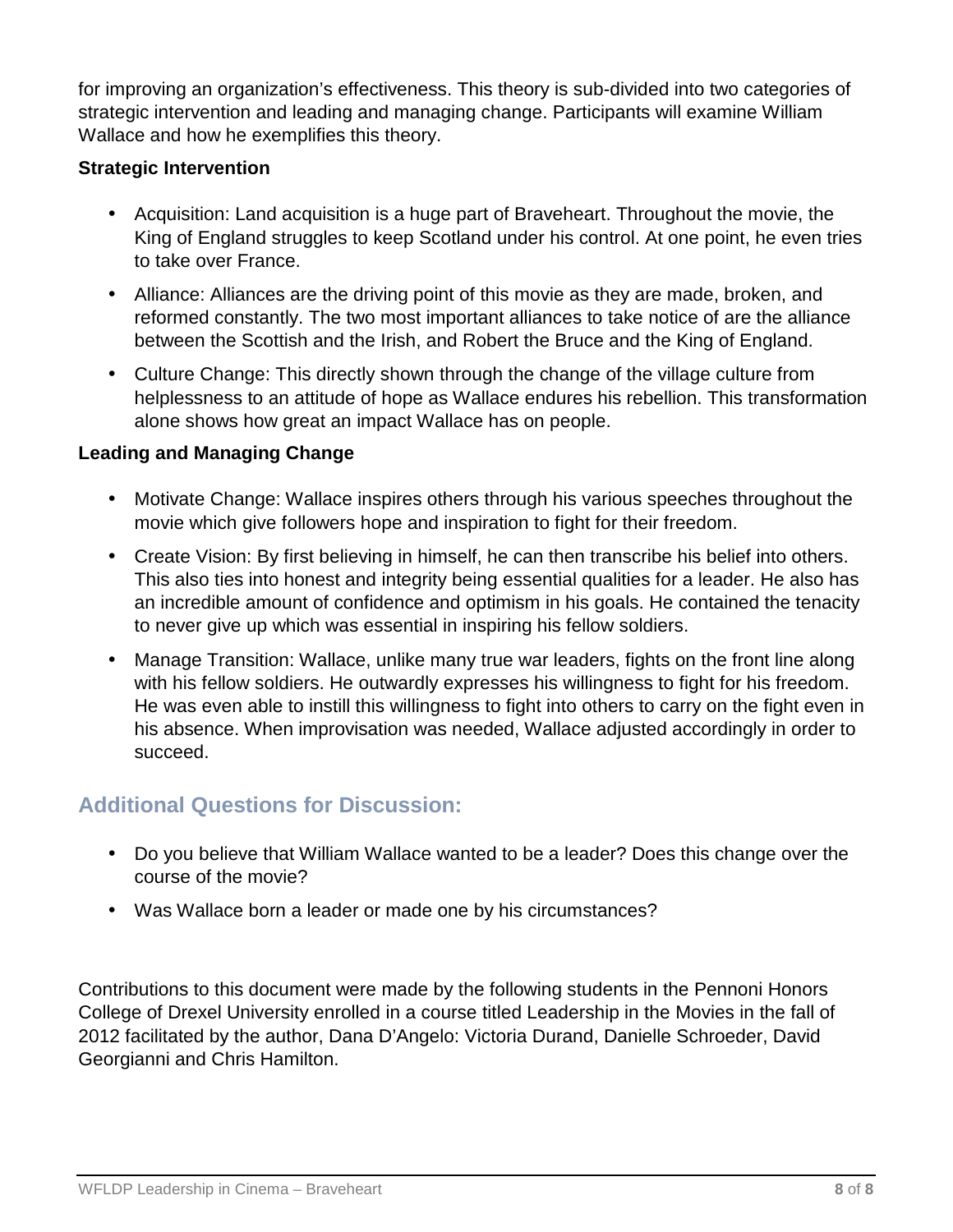for improving an organization's effectiveness. This theory is sub-divided into two categories of strategic intervention and leading and managing change. Participants will examine William Wallace and how he exemplifies this theory.

**Strategic Intervention**

- Acquisition: Land acquisition is a huge part of Braveheart. Throughout the movie, the King of England struggles to keep Scotland under his control. At one point, he even tries to take over France.
- Alliance: Alliances are the driving point of this movie as they are made, broken, and reformed constantly. The two most important alliances to take notice of are the alliance between the Scottish and the Irish, and Robert the Bruce and the King of England.
- Culture Change: This directly shown through the change of the village culture from helplessness to an attitude of hope as Wallace endures his rebellion. This transformation alone shows how great an impact Wallace has on people.

**Leading and Managing Change**

- Motivate Change: Wallace inspires others through his various speeches throughout the movie which give followers hope and inspiration to fight for their freedom.
- Create Vision: By first believing in himself, he can then transcribe his belief into others. This also ties into honest and integrity being essential qualities for a leader. He also has an incredible amount of confidence and optimism in his goals. He contained the tenacity to never give up which was essential in inspiring his fellow soldiers.
- Manage Transition: Wallace, unlike many true war leaders, fights on the front line along with his fellow soldiers. He outwardly expresses his willingness to fight for his freedom. He was even able to instill this willingness to fight into others to carry on the fight even in his absence. When improvisation was needed, Wallace adjusted accordingly in order to succeed.

## Additional Questions for Discussion:

- Do you believe that William Wallace wanted to be a leader? Does this change over the course of the movie?
- Was Wallace born a leader or made one by his circumstances?

Contributions to this document were made by the following students in the Pennoni Honors College of Drexel University enrolled in a course titled Leadership in the Movies in the fall of 2012 facilitated by the author, Dana D'Angelo: Victoria Durand, Danielle Schroeder, David Georgianni and Chris Hamilton.